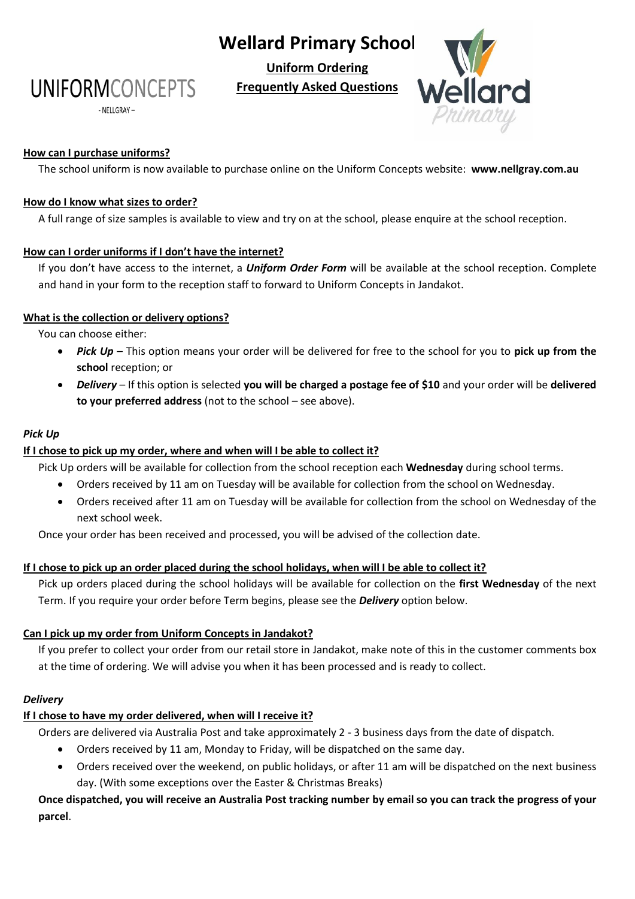# Wellard Primary School

UNIFORMCONCEPTS
- NELLGRAY –

**Uniform Ordering**
**Frequently Asked Questions**

**How can I purchase uniforms?**

The school uniform is now available to purchase online on the Uniform Concepts website: **www.nellgray.com.au**

**How do I know what sizes to order?**

A full range of size samples is available to view and try on at the school, please enquire at the school reception.

**How can I order uniforms if I don't have the internet?**

If you don't have access to the internet, a ***Uniform Order Form*** will be available at the school reception. Complete and hand in your form to the reception staff to forward to Uniform Concepts in Jandakot.

**What is the collection or delivery options?**

You can choose either:

- ***Pick Up*** – This option means your order will be delivered for free to the school for you to **pick up from the school** reception; or
- ***Delivery*** – If this option is selected **you will be charged a postage fee of $10** and your order will be **delivered to your preferred address** (not to the school – see above).

*Pick Up*

**If I chose to pick up my order, where and when will I be able to collect it?**

Pick Up orders will be available for collection from the school reception each **Wednesday** during school terms.

- Orders received by 11 am on Tuesday will be available for collection from the school on Wednesday.
- Orders received after 11 am on Tuesday will be available for collection from the school on Wednesday of the next school week.

Once your order has been received and processed, you will be advised of the collection date.

**If I chose to pick up an order placed during the school holidays, when will I be able to collect it?**

Pick up orders placed during the school holidays will be available for collection on the **first Wednesday** of the next Term. If you require your order before Term begins, please see the ***Delivery*** option below.

**Can I pick up my order from Uniform Concepts in Jandakot?**

If you prefer to collect your order from our retail store in Jandakot, make note of this in the customer comments box at the time of ordering. We will advise you when it has been processed and is ready to collect.

*Delivery*

**If I chose to have my order delivered, when will I receive it?**

Orders are delivered via Australia Post and take approximately 2 - 3 business days from the date of dispatch.

- Orders received by 11 am, Monday to Friday, will be dispatched on the same day.
- Orders received over the weekend, on public holidays, or after 11 am will be dispatched on the next business day. (With some exceptions over the Easter & Christmas Breaks)

**Once dispatched, you will receive an Australia Post tracking number by email so you can track the progress of your parcel**.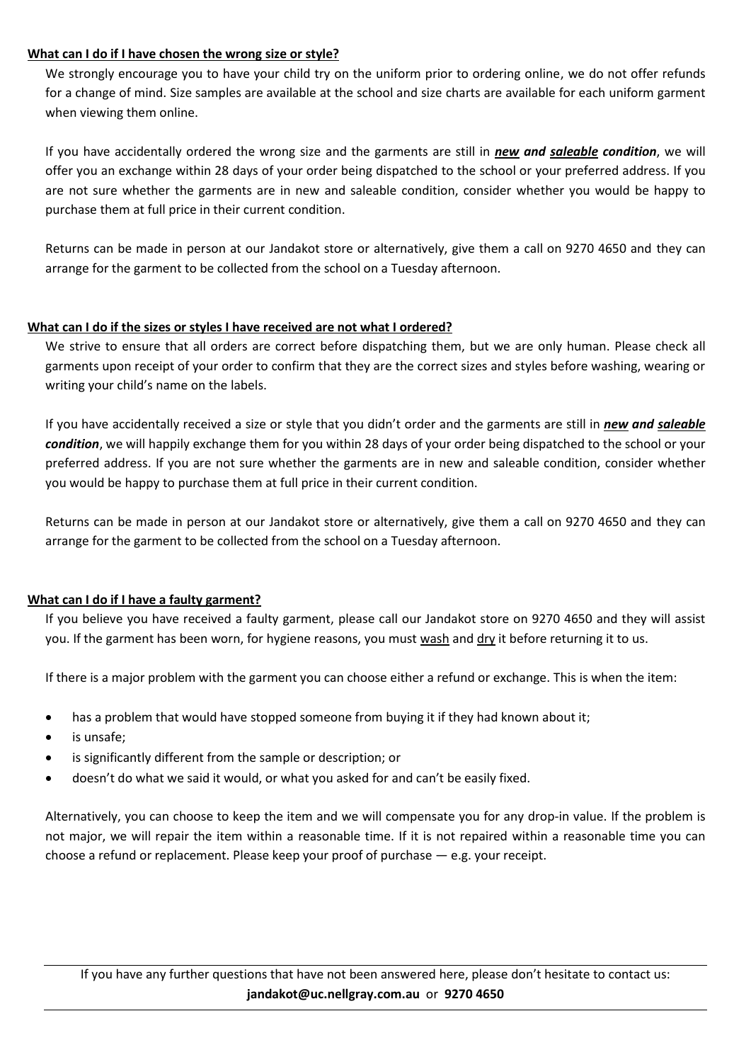**What can I do if I have chosen the wrong size or style?**

We strongly encourage you to have your child try on the uniform prior to ordering online, we do not offer refunds for a change of mind. Size samples are available at the school and size charts are available for each uniform garment when viewing them online.

If you have accidentally ordered the wrong size and the garments are still in ***new and saleable condition***, we will offer you an exchange within 28 days of your order being dispatched to the school or your preferred address. If you are not sure whether the garments are in new and saleable condition, consider whether you would be happy to purchase them at full price in their current condition.

Returns can be made in person at our Jandakot store or alternatively, give them a call on 9270 4650 and they can arrange for the garment to be collected from the school on a Tuesday afternoon.

**What can I do if the sizes or styles I have received are not what I ordered?**

We strive to ensure that all orders are correct before dispatching them, but we are only human. Please check all garments upon receipt of your order to confirm that they are the correct sizes and styles before washing, wearing or writing your child's name on the labels.

If you have accidentally received a size or style that you didn't order and the garments are still in ***new and saleable condition***, we will happily exchange them for you within 28 days of your order being dispatched to the school or your preferred address. If you are not sure whether the garments are in new and saleable condition, consider whether you would be happy to purchase them at full price in their current condition.

Returns can be made in person at our Jandakot store or alternatively, give them a call on 9270 4650 and they can arrange for the garment to be collected from the school on a Tuesday afternoon.

**What can I do if I have a faulty garment?**

If you believe you have received a faulty garment, please call our Jandakot store on 9270 4650 and they will assist you. If the garment has been worn, for hygiene reasons, you must wash and dry it before returning it to us.

If there is a major problem with the garment you can choose either a refund or exchange. This is when the item:

- has a problem that would have stopped someone from buying it if they had known about it;
- is unsafe;
- is significantly different from the sample or description; or
- doesn't do what we said it would, or what you asked for and can't be easily fixed.

Alternatively, you can choose to keep the item and we will compensate you for any drop-in value. If the problem is not major, we will repair the item within a reasonable time. If it is not repaired within a reasonable time you can choose a refund or replacement. Please keep your proof of purchase — e.g. your receipt.

---

If you have any further questions that have not been answered here, please don't hesitate to contact us:
**jandakot@uc.nellgray.com.au** or **9270 4650**